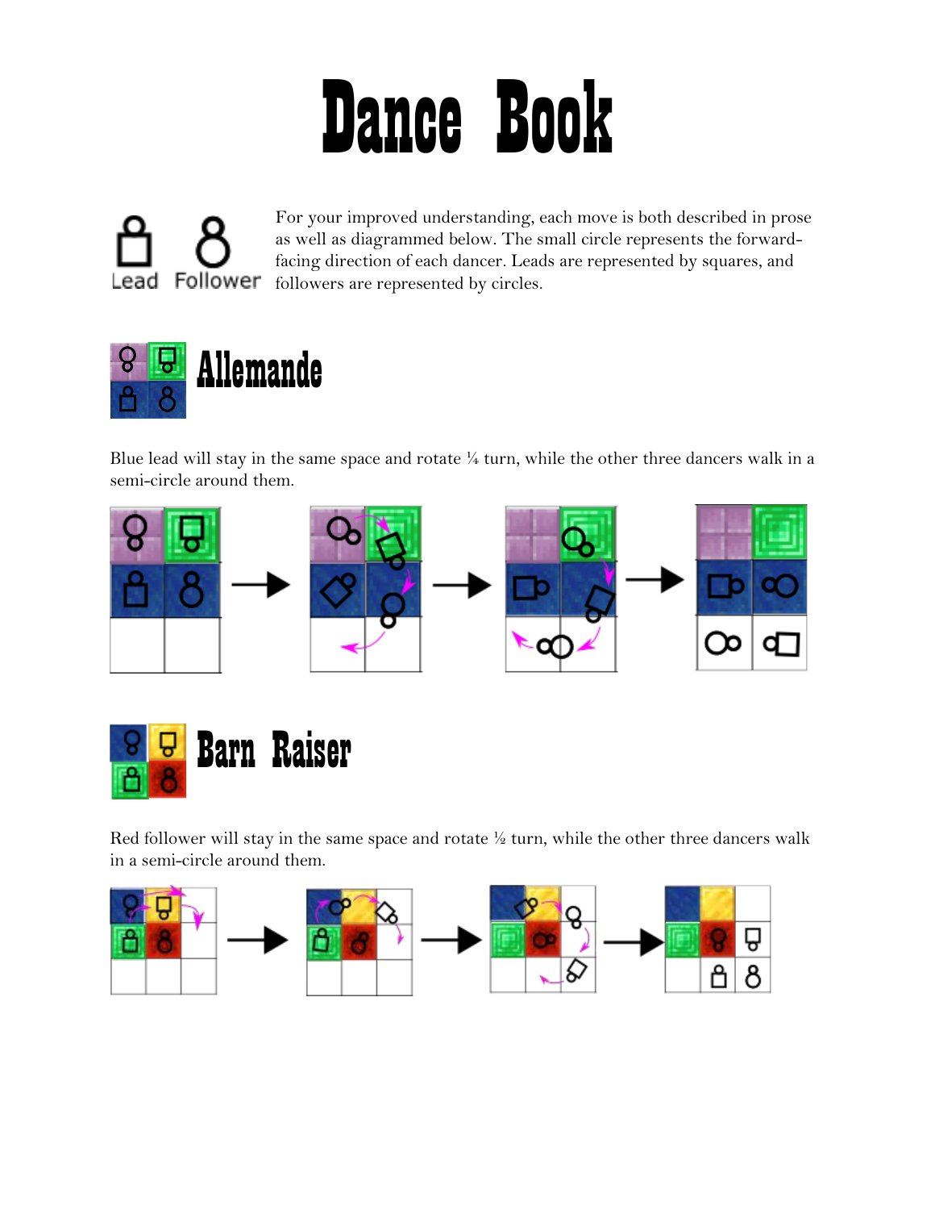# Dance Book

Lead Follower

For your improved understanding, each move is both described in prose as well as diagrammed below. The small circle represents the forward-facing direction of each dancer. Leads are represented by squares, and followers are represented by circles.

## Allemande

Blue lead will stay in the same space and rotate ¼ turn, while the other three dancers walk in a semi-circle around them.

## Barn Raiser

Red follower will stay in the same space and rotate ½ turn, while the other three dancers walk in a semi-circle around them.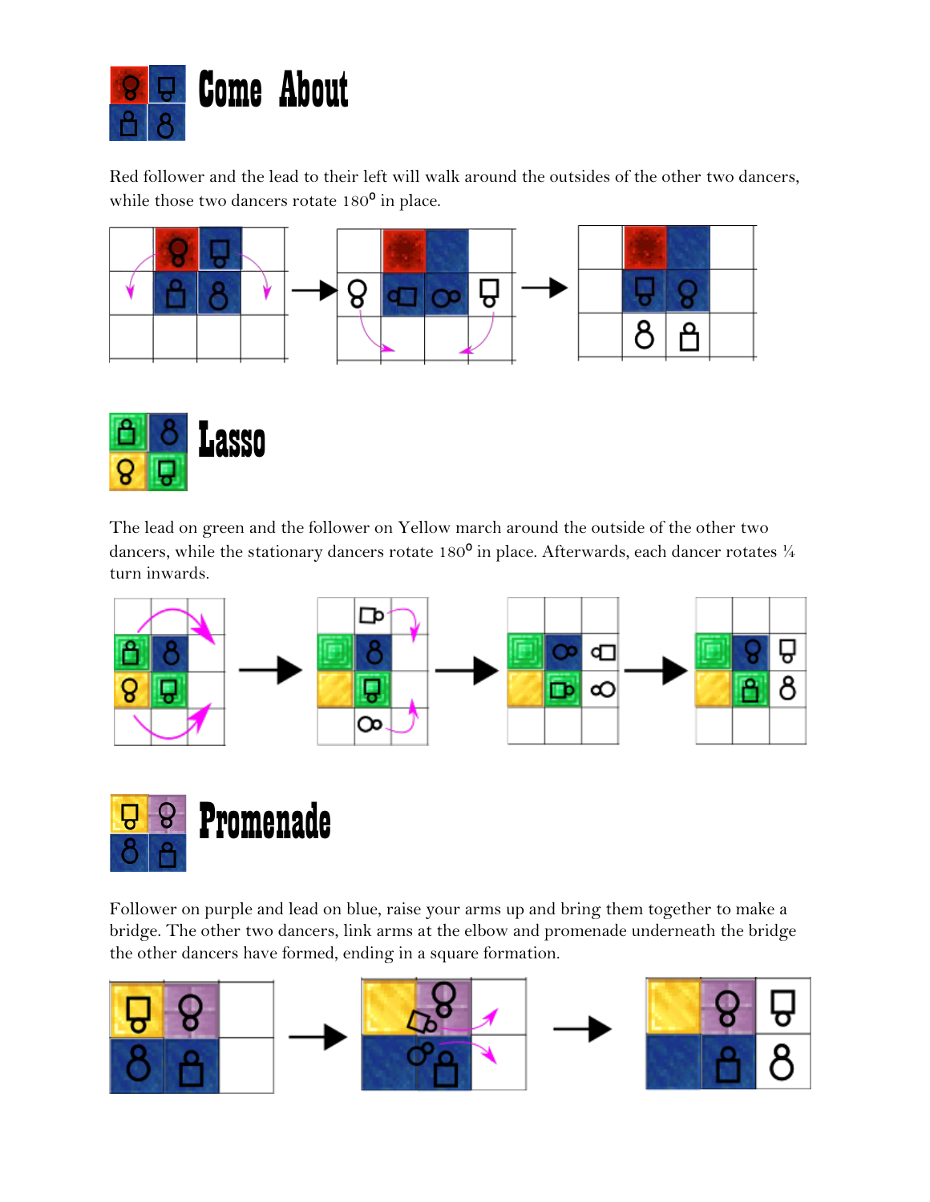# Come About

Red follower and the lead to their left will walk around the outsides of the other two dancers, while those two dancers rotate 180⁰ in place.

# Lasso

The lead on green and the follower on Yellow march around the outside of the other two dancers, while the stationary dancers rotate 180⁰ in place. Afterwards, each dancer rotates ¼ turn inwards.

# Promenade

Follower on purple and lead on blue, raise your arms up and bring them together to make a bridge. The other two dancers, link arms at the elbow and promenade underneath the bridge the other dancers have formed, ending in a square formation.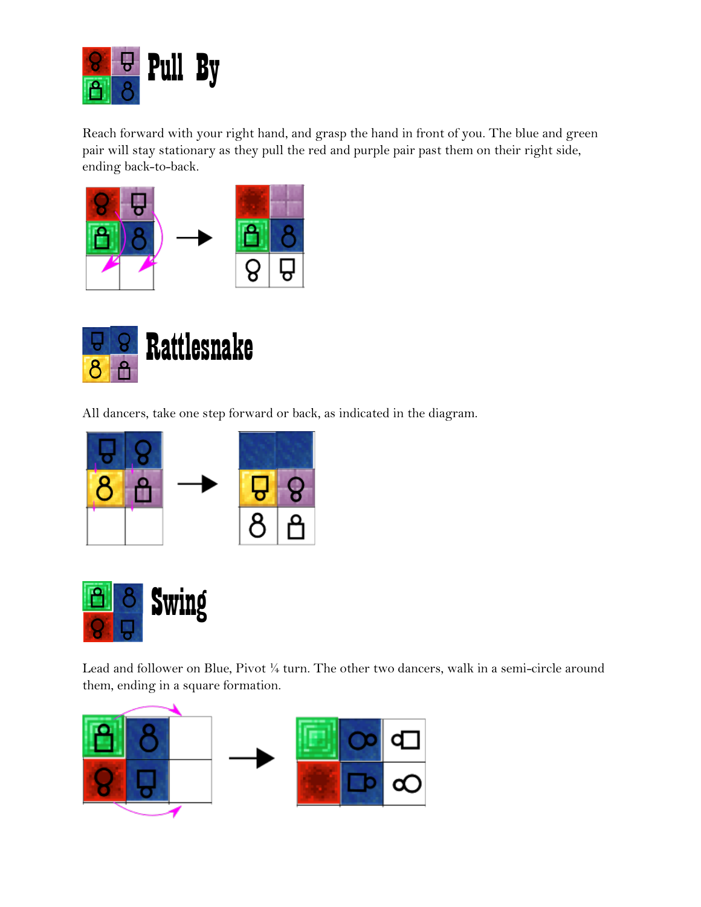# Pull By

Reach forward with your right hand, and grasp the hand in front of you. The blue and green pair will stay stationary as they pull the red and purple pair past them on their right side, ending back-to-back.

# Rattlesnake

All dancers, take one step forward or back, as indicated in the diagram.

# Swing

Lead and follower on Blue, Pivot ¼ turn. The other two dancers, walk in a semi-circle around them, ending in a square formation.